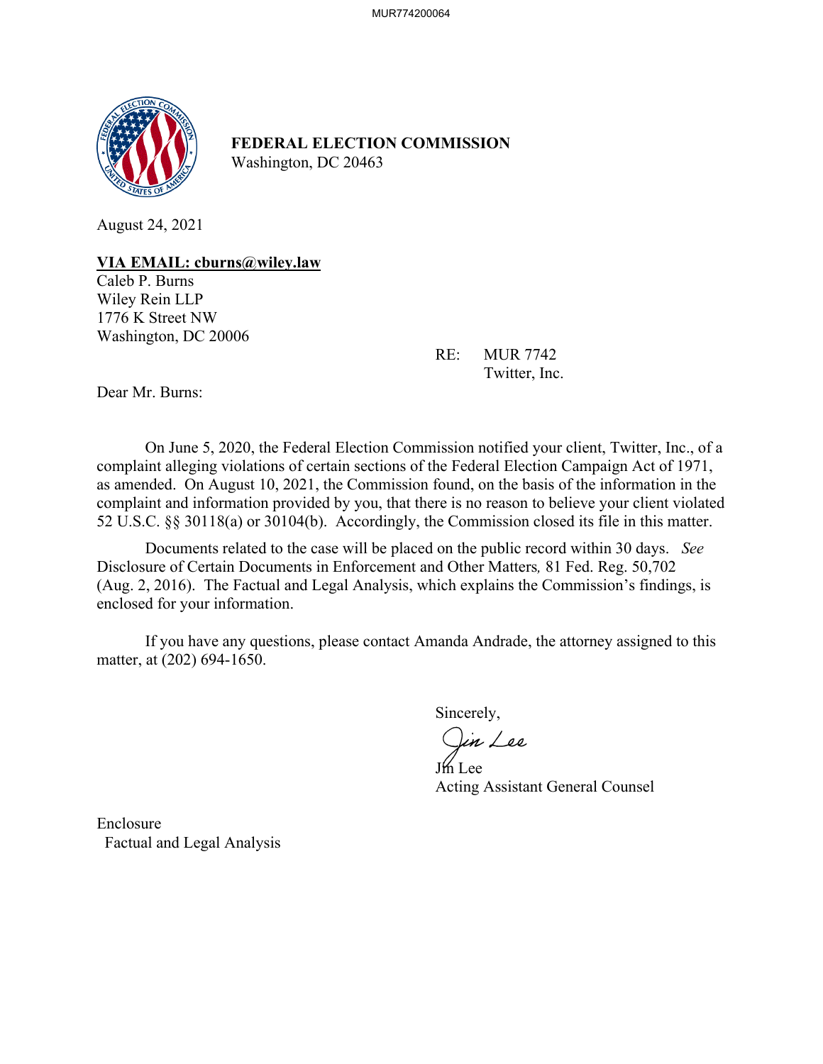**FEDERAL ELECTION COMMISSION**
Washington, DC 20463

August 24, 2021

**VIA EMAIL: cburns@wiley.law**
Caleb P. Burns
Wiley Rein LLP
1776 K Street NW
Washington, DC 20006

RE: MUR 7742
Twitter, Inc.

Dear Mr. Burns:

On June 5, 2020, the Federal Election Commission notified your client, Twitter, Inc., of a complaint alleging violations of certain sections of the Federal Election Campaign Act of 1971, as amended. On August 10, 2021, the Commission found, on the basis of the information in the complaint and information provided by you, that there is no reason to believe your client violated 52 U.S.C. §§ 30118(a) or 30104(b). Accordingly, the Commission closed its file in this matter.

Documents related to the case will be placed on the public record within 30 days. *See* Disclosure of Certain Documents in Enforcement and Other Matters*,* 81 Fed. Reg. 50,702 (Aug. 2, 2016). The Factual and Legal Analysis, which explains the Commission's findings, is enclosed for your information.

If you have any questions, please contact Amanda Andrade, the attorney assigned to this matter, at (202) 694-1650.

Sincerely,

Jin Lee
Acting Assistant General Counsel

Enclosure
Factual and Legal Analysis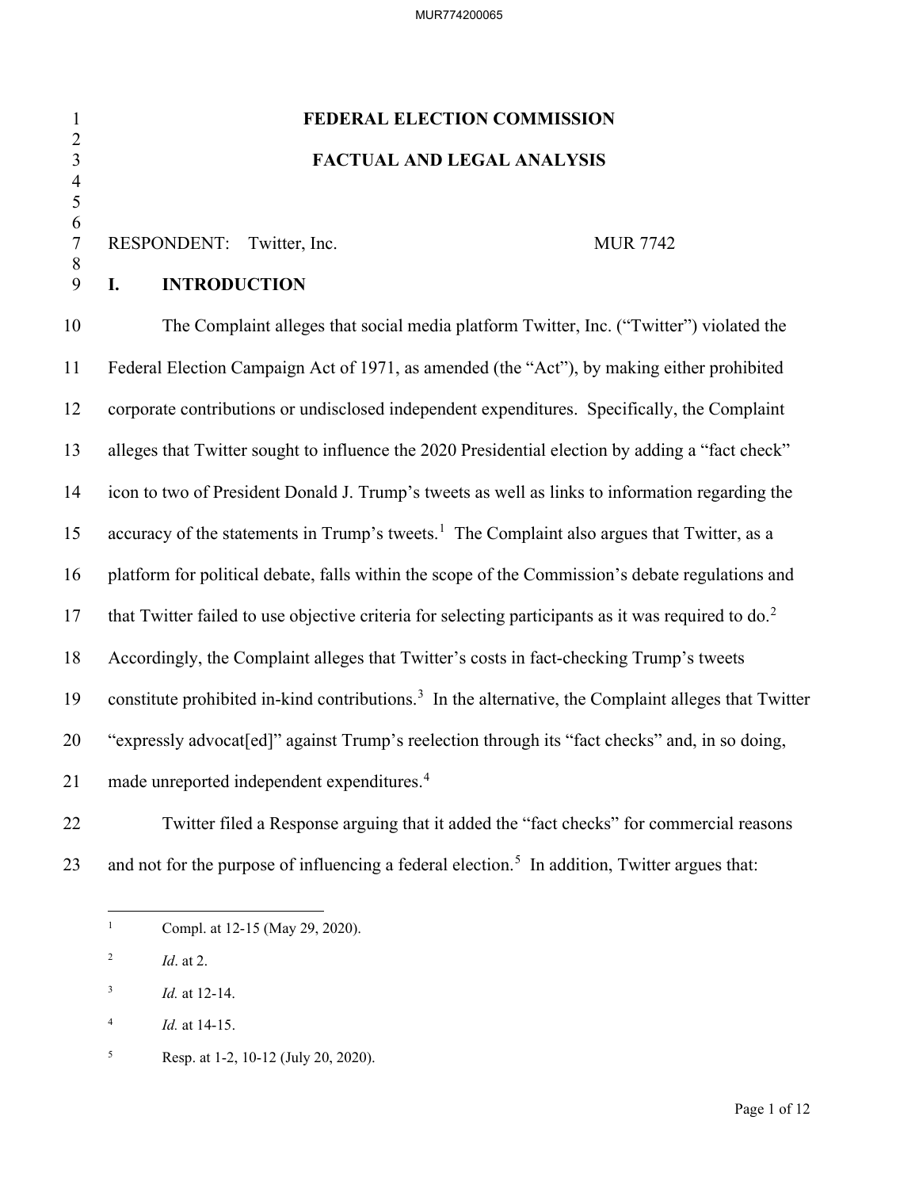# FEDERAL ELECTION COMMISSION

# FACTUAL AND LEGAL ANALYSIS

RESPONDENT: Twitter, Inc. MUR 7742

## I. INTRODUCTION

The Complaint alleges that social media platform Twitter, Inc. ("Twitter") violated the Federal Election Campaign Act of 1971, as amended (the "Act"), by making either prohibited corporate contributions or undisclosed independent expenditures. Specifically, the Complaint alleges that Twitter sought to influence the 2020 Presidential election by adding a "fact check" icon to two of President Donald J. Trump's tweets as well as links to information regarding the accuracy of the statements in Trump's tweets.[1] The Complaint also argues that Twitter, as a platform for political debate, falls within the scope of the Commission's debate regulations and that Twitter failed to use objective criteria for selecting participants as it was required to do.[2] Accordingly, the Complaint alleges that Twitter's costs in fact-checking Trump's tweets constitute prohibited in-kind contributions.[3] In the alternative, the Complaint alleges that Twitter "expressly advocat[ed]" against Trump's reelection through its "fact checks" and, in so doing, made unreported independent expenditures.[4]

Twitter filed a Response arguing that it added the "fact checks" for commercial reasons and not for the purpose of influencing a federal election.[5] In addition, Twitter argues that:

---

[1] Compl. at 12-15 (May 29, 2020).

[2] *Id*. at 2.

[3] *Id.* at 12-14.

[4] *Id.* at 14-15.

[5] Resp. at 1-2, 10-12 (July 20, 2020).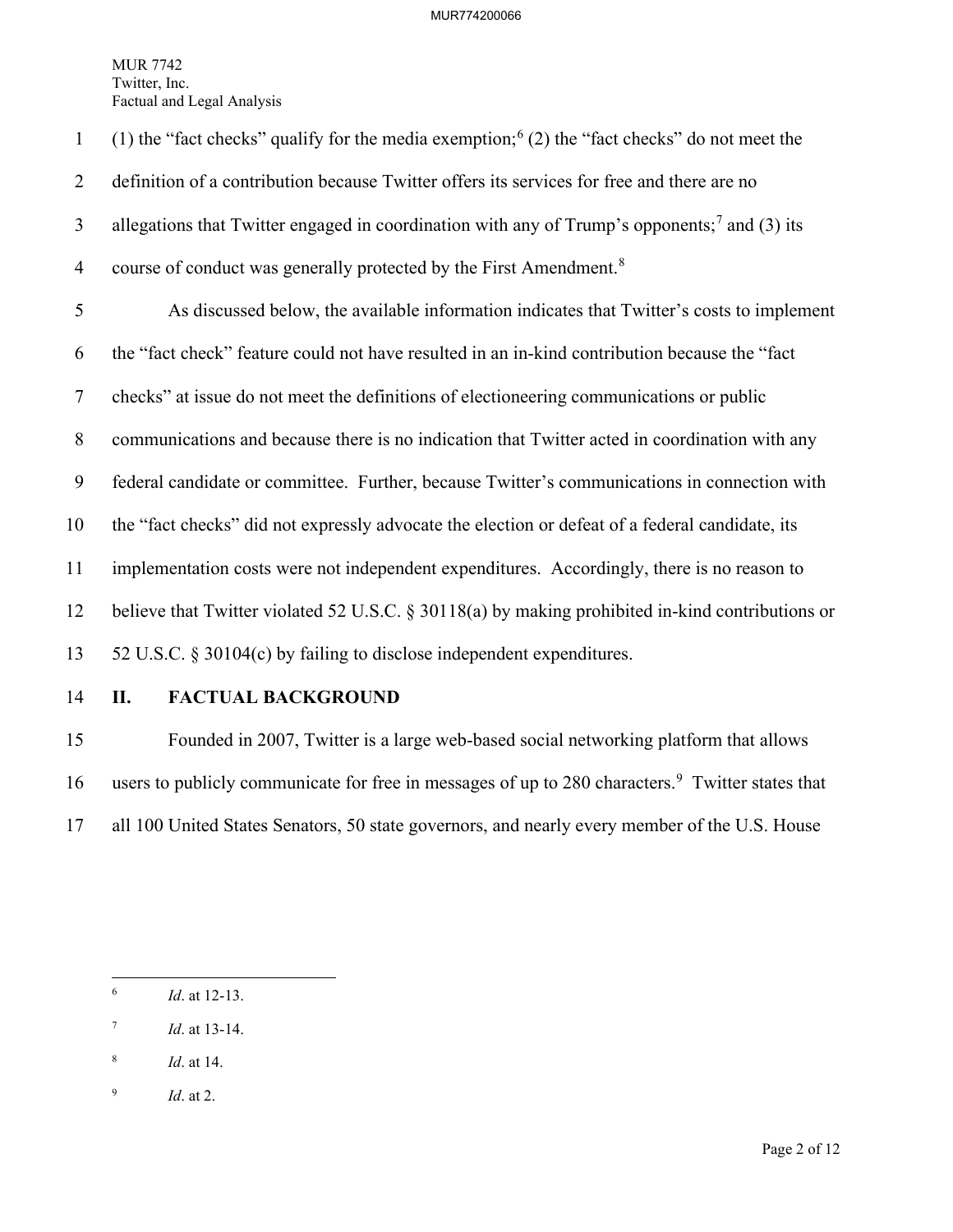(1) the "fact checks" qualify for the media exemption;[6] (2) the "fact checks" do not meet the definition of a contribution because Twitter offers its services for free and there are no allegations that Twitter engaged in coordination with any of Trump's opponents;[7] and (3) its course of conduct was generally protected by the First Amendment.[8]

As discussed below, the available information indicates that Twitter's costs to implement the "fact check" feature could not have resulted in an in-kind contribution because the "fact checks" at issue do not meet the definitions of electioneering communications or public communications and because there is no indication that Twitter acted in coordination with any federal candidate or committee. Further, because Twitter's communications in connection with the "fact checks" did not expressly advocate the election or defeat of a federal candidate, its implementation costs were not independent expenditures. Accordingly, there is no reason to believe that Twitter violated 52 U.S.C. § 30118(a) by making prohibited in-kind contributions or 52 U.S.C. § 30104(c) by failing to disclose independent expenditures.

## II. FACTUAL BACKGROUND

Founded in 2007, Twitter is a large web-based social networking platform that allows users to publicly communicate for free in messages of up to 280 characters.[9] Twitter states that all 100 United States Senators, 50 state governors, and nearly every member of the U.S. House

---

[6] *Id*. at 12-13.

[7] *Id*. at 13-14.

[8] *Id*. at 14.

[9] *Id*. at 2.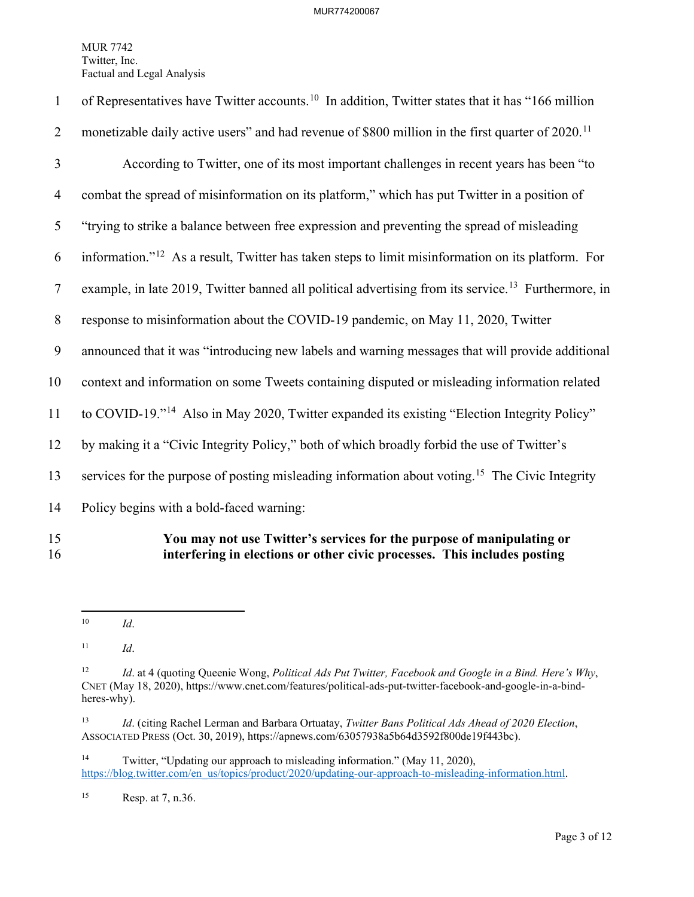of Representatives have Twitter accounts.[10] In addition, Twitter states that it has "166 million monetizable daily active users" and had revenue of $800 million in the first quarter of 2020.[11]

According to Twitter, one of its most important challenges in recent years has been "to combat the spread of misinformation on its platform," which has put Twitter in a position of "trying to strike a balance between free expression and preventing the spread of misleading information."[12] As a result, Twitter has taken steps to limit misinformation on its platform. For example, in late 2019, Twitter banned all political advertising from its service.[13] Furthermore, in response to misinformation about the COVID-19 pandemic, on May 11, 2020, Twitter announced that it was "introducing new labels and warning messages that will provide additional context and information on some Tweets containing disputed or misleading information related to COVID-19."[14] Also in May 2020, Twitter expanded its existing "Election Integrity Policy" by making it a "Civic Integrity Policy," both of which broadly forbid the use of Twitter's services for the purpose of posting misleading information about voting.[15] The Civic Integrity Policy begins with a bold-faced warning:

> **You may not use Twitter's services for the purpose of manipulating or interfering in elections or other civic processes. This includes posting**

---

[10] *Id*.

[11] *Id*.

[12] *Id*. at 4 (quoting Queenie Wong, *Political Ads Put Twitter, Facebook and Google in a Bind. Here's Why*, CNET (May 18, 2020), https://www.cnet.com/features/political-ads-put-twitter-facebook-and-google-in-a-bind-heres-why).

[13] *Id*. (citing Rachel Lerman and Barbara Ortuatay, *Twitter Bans Political Ads Ahead of 2020 Election*, ASSOCIATED PRESS (Oct. 30, 2019), https://apnews.com/63057938a5b64d3592f800de19f443bc).

[14] Twitter, "Updating our approach to misleading information." (May 11, 2020), https://blog.twitter.com/en_us/topics/product/2020/updating-our-approach-to-misleading-information.html.

[15] Resp. at 7, n.36.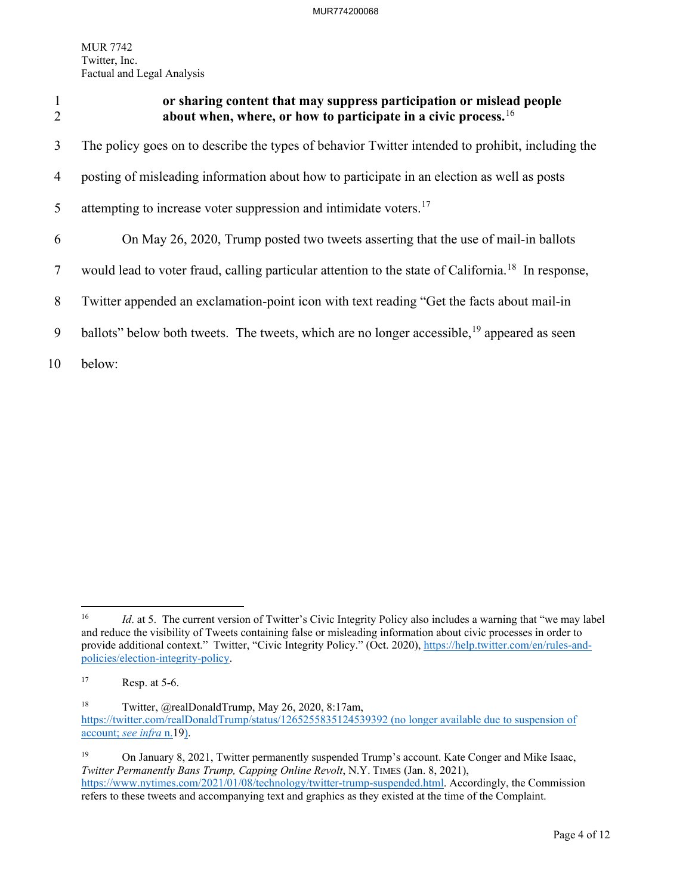**or sharing content that may suppress participation or mislead people about when, where, or how to participate in a civic process.**[16]

The policy goes on to describe the types of behavior Twitter intended to prohibit, including the posting of misleading information about how to participate in an election as well as posts attempting to increase voter suppression and intimidate voters.[17]

On May 26, 2020, Trump posted two tweets asserting that the use of mail-in ballots would lead to voter fraud, calling particular attention to the state of California.[18] In response, Twitter appended an exclamation-point icon with text reading "Get the facts about mail-in ballots" below both tweets. The tweets, which are no longer accessible,[19] appeared as seen below:

---

[16] *Id*. at 5. The current version of Twitter's Civic Integrity Policy also includes a warning that "we may label and reduce the visibility of Tweets containing false or misleading information about civic processes in order to provide additional context." Twitter, "Civic Integrity Policy." (Oct. 2020), https://help.twitter.com/en/rules-and-policies/election-integrity-policy.

[17] Resp. at 5-6.

[18] Twitter, @realDonaldTrump, May 26, 2020, 8:17am, https://twitter.com/realDonaldTrump/status/1265255835124539392 (no longer available due to suspension of account; *see infra* n.19).

[19] On January 8, 2021, Twitter permanently suspended Trump's account. Kate Conger and Mike Isaac, *Twitter Permanently Bans Trump, Capping Online Revolt*, N.Y. TIMES (Jan. 8, 2021), https://www.nytimes.com/2021/01/08/technology/twitter-trump-suspended.html. Accordingly, the Commission refers to these tweets and accompanying text and graphics as they existed at the time of the Complaint.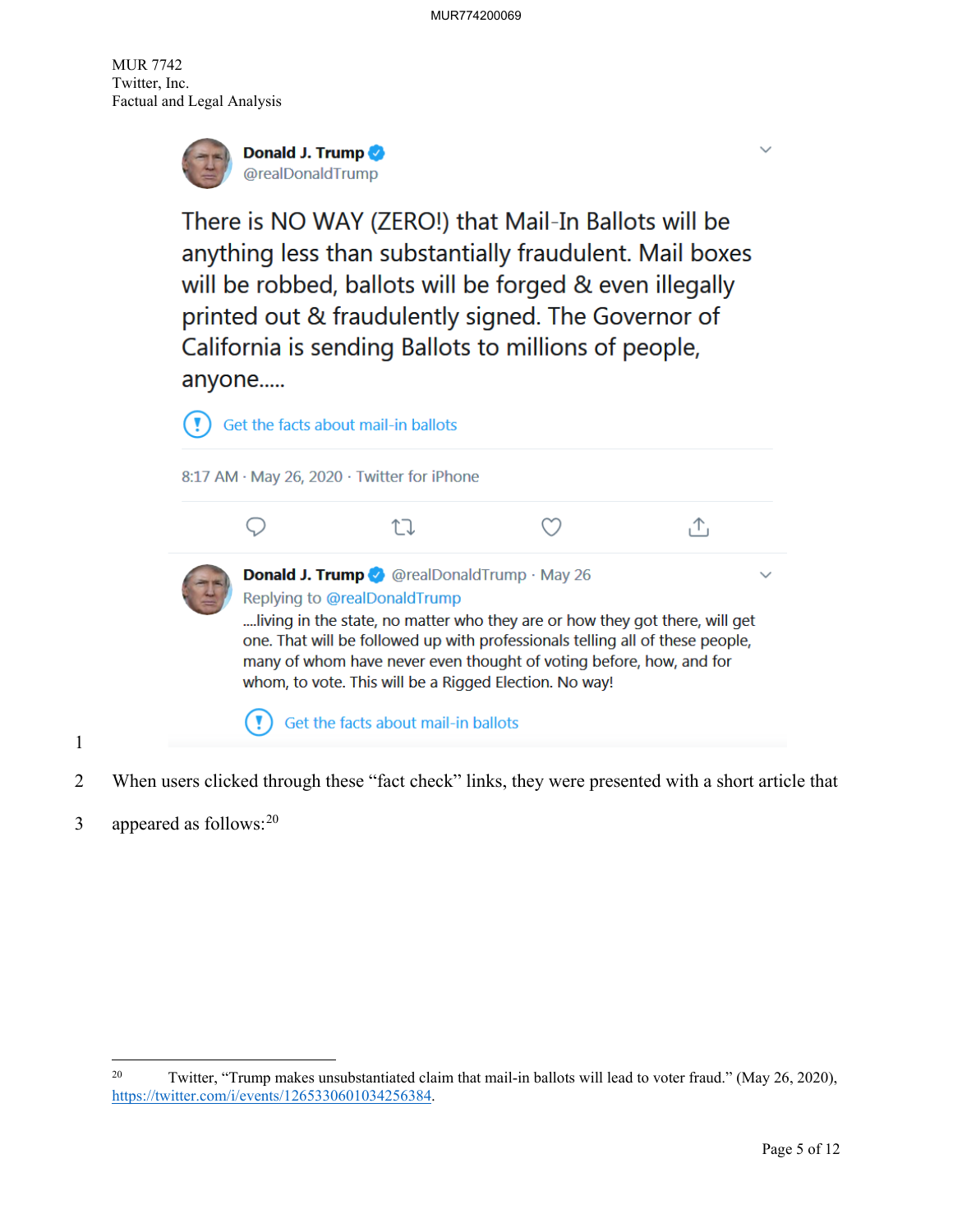Donald J. Trump
@realDonaldTrump

There is NO WAY (ZERO!) that Mail-In Ballots will be anything less than substantially fraudulent. Mail boxes will be robbed, ballots will be forged & even illegally printed out & fraudulently signed. The Governor of California is sending Ballots to millions of people, anyone.....

Get the facts about mail-in ballots

8:17 AM · May 26, 2020 · Twitter for iPhone

Donald J. Trump @realDonaldTrump · May 26
Replying to @realDonaldTrump
....living in the state, no matter who they are or how they got there, will get one. That will be followed up with professionals telling all of these people, many of whom have never even thought of voting before, how, and for whom, to vote. This will be a Rigged Election. No way!

Get the facts about mail-in ballots

When users clicked through these "fact check" links, they were presented with a short article that appeared as follows:[20]

---

[20] Twitter, "Trump makes unsubstantiated claim that mail-in ballots will lead to voter fraud." (May 26, 2020), https://twitter.com/i/events/1265330601034256384.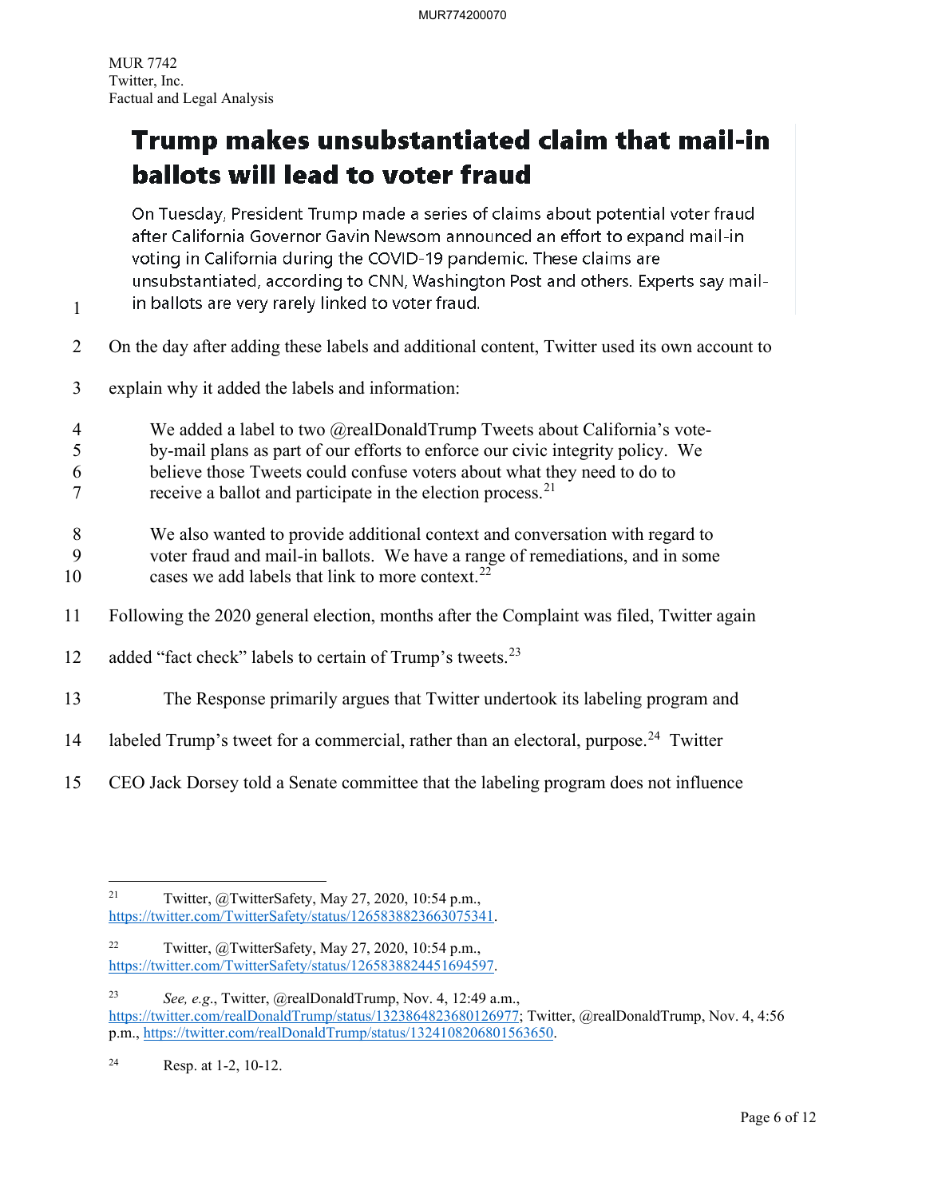**Trump makes unsubstantiated claim that mail-in ballots will lead to voter fraud**

On Tuesday, President Trump made a series of claims about potential voter fraud after California Governor Gavin Newsom announced an effort to expand mail-in voting in California during the COVID-19 pandemic. These claims are unsubstantiated, according to CNN, Washington Post and others. Experts say mail-in ballots are very rarely linked to voter fraud.

On the day after adding these labels and additional content, Twitter used its own account to explain why it added the labels and information:

> We added a label to two @realDonaldTrump Tweets about California's vote-by-mail plans as part of our efforts to enforce our civic integrity policy. We believe those Tweets could confuse voters about what they need to do to receive a ballot and participate in the election process.[21]
>
> We also wanted to provide additional context and conversation with regard to voter fraud and mail-in ballots. We have a range of remediations, and in some cases we add labels that link to more context.[22]

Following the 2020 general election, months after the Complaint was filed, Twitter again added "fact check" labels to certain of Trump's tweets.[23]

The Response primarily argues that Twitter undertook its labeling program and labeled Trump's tweet for a commercial, rather than an electoral, purpose.[24] Twitter CEO Jack Dorsey told a Senate committee that the labeling program does not influence

---

[21] Twitter, @TwitterSafety, May 27, 2020, 10:54 p.m., https://twitter.com/TwitterSafety/status/1265838823663075341.

[22] Twitter, @TwitterSafety, May 27, 2020, 10:54 p.m., https://twitter.com/TwitterSafety/status/1265838824451694597.

[23] *See, e.g.*, Twitter, @realDonaldTrump, Nov. 4, 12:49 a.m., https://twitter.com/realDonaldTrump/status/1323864823680126977; Twitter, @realDonaldTrump, Nov. 4, 4:56 p.m., https://twitter.com/realDonaldTrump/status/1324108206801563650.

[24] Resp. at 1-2, 10-12.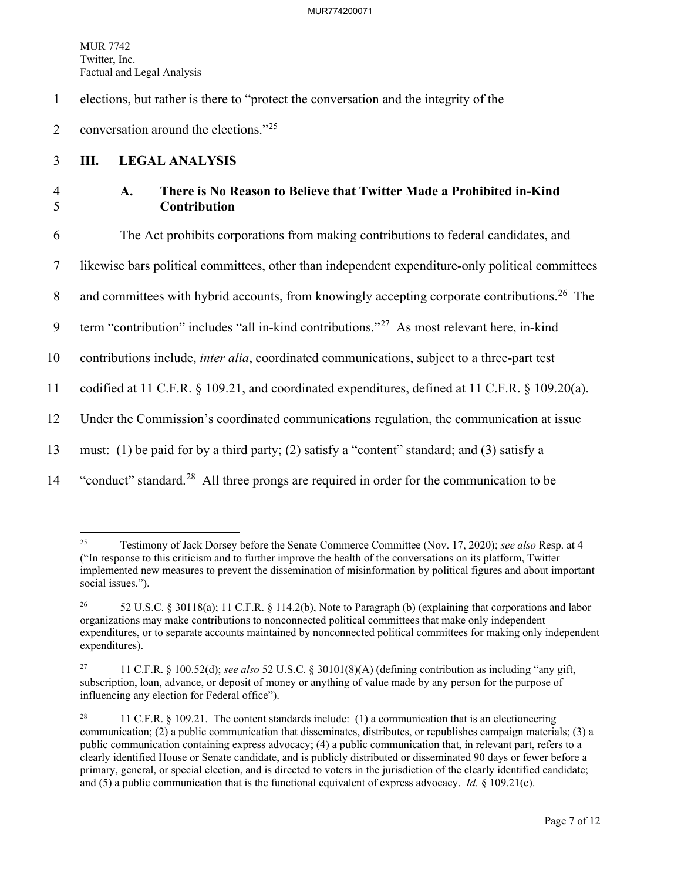elections, but rather is there to "protect the conversation and the integrity of the conversation around the elections."[25]

## III. LEGAL ANALYSIS

### A. There is No Reason to Believe that Twitter Made a Prohibited in-Kind Contribution

The Act prohibits corporations from making contributions to federal candidates, and likewise bars political committees, other than independent expenditure-only political committees and committees with hybrid accounts, from knowingly accepting corporate contributions.[26] The term "contribution" includes "all in-kind contributions."[27] As most relevant here, in-kind contributions include, *inter alia*, coordinated communications, subject to a three-part test codified at 11 C.F.R. § 109.21, and coordinated expenditures, defined at 11 C.F.R. § 109.20(a). Under the Commission's coordinated communications regulation, the communication at issue must: (1) be paid for by a third party; (2) satisfy a "content" standard; and (3) satisfy a "conduct" standard.[28] All three prongs are required in order for the communication to be

---

[25] Testimony of Jack Dorsey before the Senate Commerce Committee (Nov. 17, 2020); *see also* Resp. at 4 ("In response to this criticism and to further improve the health of the conversations on its platform, Twitter implemented new measures to prevent the dissemination of misinformation by political figures and about important social issues.").

[26] 52 U.S.C. § 30118(a); 11 C.F.R. § 114.2(b), Note to Paragraph (b) (explaining that corporations and labor organizations may make contributions to nonconnected political committees that make only independent expenditures, or to separate accounts maintained by nonconnected political committees for making only independent expenditures).

[27] 11 C.F.R. § 100.52(d); *see also* 52 U.S.C. § 30101(8)(A) (defining contribution as including "any gift, subscription, loan, advance, or deposit of money or anything of value made by any person for the purpose of influencing any election for Federal office").

[28] 11 C.F.R. § 109.21. The content standards include: (1) a communication that is an electioneering communication; (2) a public communication that disseminates, distributes, or republishes campaign materials; (3) a public communication containing express advocacy; (4) a public communication that, in relevant part, refers to a clearly identified House or Senate candidate, and is publicly distributed or disseminated 90 days or fewer before a primary, general, or special election, and is directed to voters in the jurisdiction of the clearly identified candidate; and (5) a public communication that is the functional equivalent of express advocacy. *Id.* § 109.21(c).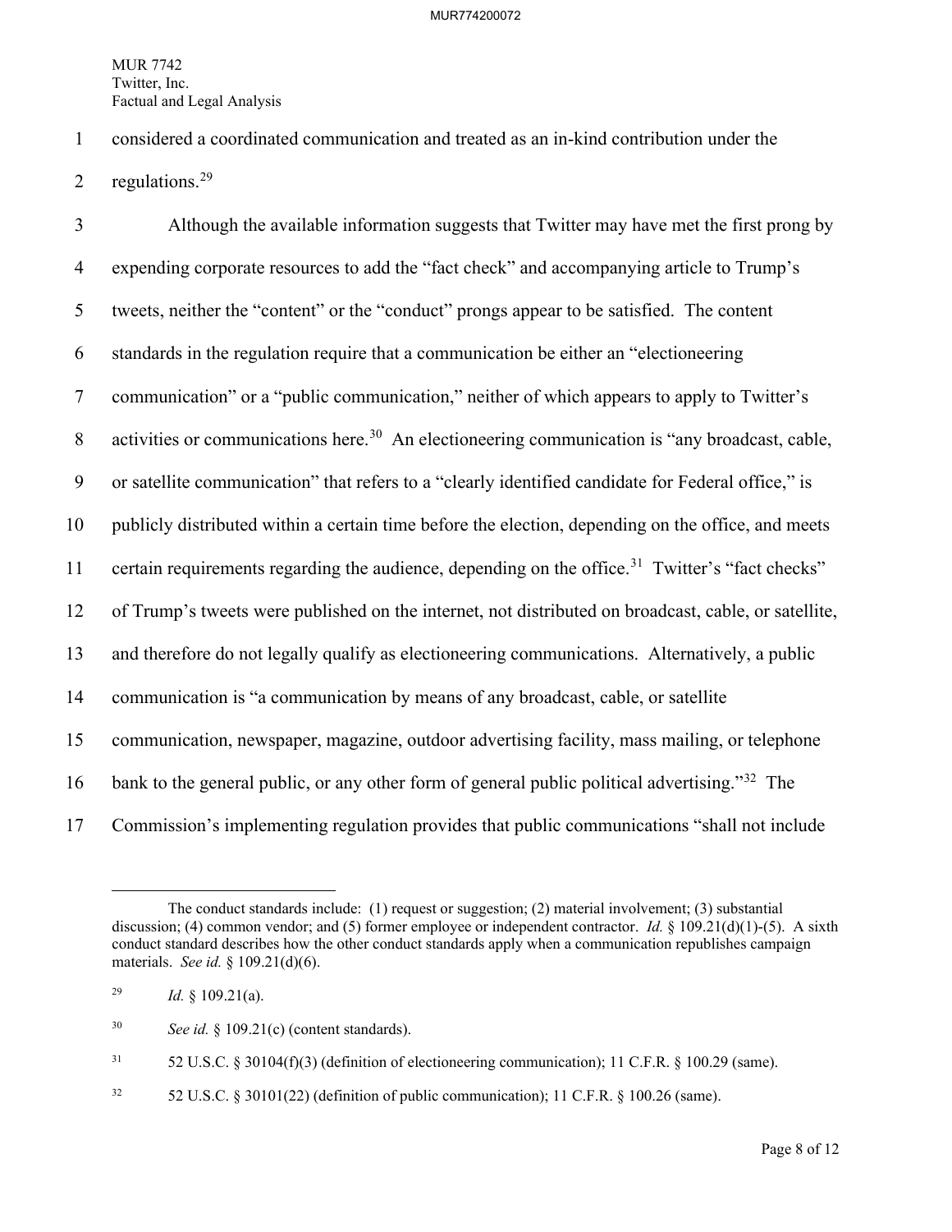considered a coordinated communication and treated as an in-kind contribution under the regulations.[29]

Although the available information suggests that Twitter may have met the first prong by expending corporate resources to add the "fact check" and accompanying article to Trump's tweets, neither the "content" or the "conduct" prongs appear to be satisfied. The content standards in the regulation require that a communication be either an "electioneering communication" or a "public communication," neither of which appears to apply to Twitter's activities or communications here.[30] An electioneering communication is "any broadcast, cable, or satellite communication" that refers to a "clearly identified candidate for Federal office," is publicly distributed within a certain time before the election, depending on the office, and meets certain requirements regarding the audience, depending on the office.[31] Twitter's "fact checks" of Trump's tweets were published on the internet, not distributed on broadcast, cable, or satellite, and therefore do not legally qualify as electioneering communications. Alternatively, a public communication is "a communication by means of any broadcast, cable, or satellite communication, newspaper, magazine, outdoor advertising facility, mass mailing, or telephone bank to the general public, or any other form of general public political advertising."[32] The Commission's implementing regulation provides that public communications "shall not include

---

The conduct standards include: (1) request or suggestion; (2) material involvement; (3) substantial discussion; (4) common vendor; and (5) former employee or independent contractor. *Id.* § 109.21(d)(1)-(5). A sixth conduct standard describes how the other conduct standards apply when a communication republishes campaign materials. *See id.* § 109.21(d)(6).

[29] *Id.* § 109.21(a).

[30] *See id.* § 109.21(c) (content standards).

[31] 52 U.S.C. § 30104(f)(3) (definition of electioneering communication); 11 C.F.R. § 100.29 (same).

[32] 52 U.S.C. § 30101(22) (definition of public communication); 11 C.F.R. § 100.26 (same).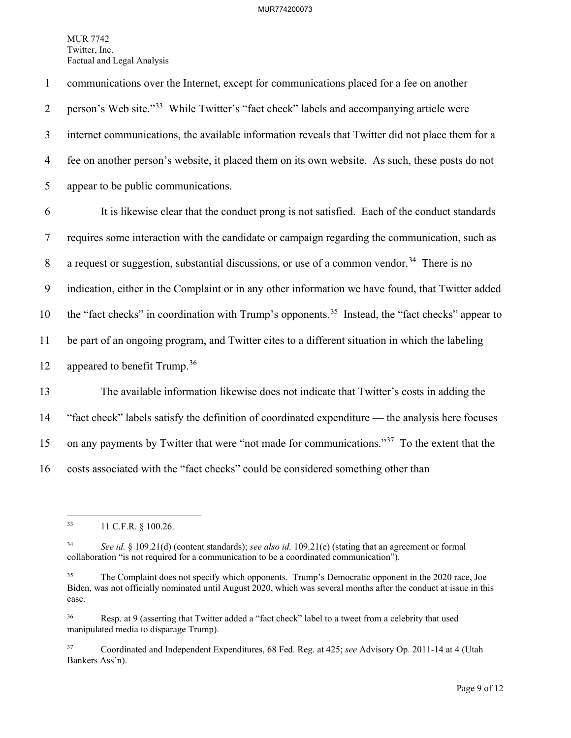communications over the Internet, except for communications placed for a fee on another person's Web site."[33] While Twitter's "fact check" labels and accompanying article were internet communications, the available information reveals that Twitter did not place them for a fee on another person's website, it placed them on its own website. As such, these posts do not appear to be public communications.

It is likewise clear that the conduct prong is not satisfied. Each of the conduct standards requires some interaction with the candidate or campaign regarding the communication, such as a request or suggestion, substantial discussions, or use of a common vendor.[34] There is no indication, either in the Complaint or in any other information we have found, that Twitter added the "fact checks" in coordination with Trump's opponents.[35] Instead, the "fact checks" appear to be part of an ongoing program, and Twitter cites to a different situation in which the labeling appeared to benefit Trump.[36]

The available information likewise does not indicate that Twitter's costs in adding the "fact check" labels satisfy the definition of coordinated expenditure — the analysis here focuses on any payments by Twitter that were "not made for communications."[37] To the extent that the costs associated with the "fact checks" could be considered something other than

---

[33] 11 C.F.R. § 100.26.

[34] *See id.* § 109.21(d) (content standards); *see also id.* 109.21(e) (stating that an agreement or formal collaboration "is not required for a communication to be a coordinated communication").

[35] The Complaint does not specify which opponents. Trump's Democratic opponent in the 2020 race, Joe Biden, was not officially nominated until August 2020, which was several months after the conduct at issue in this case.

[36] Resp. at 9 (asserting that Twitter added a "fact check" label to a tweet from a celebrity that used manipulated media to disparage Trump).

[37] Coordinated and Independent Expenditures, 68 Fed. Reg. at 425; *see* Advisory Op. 2011-14 at 4 (Utah Bankers Ass'n).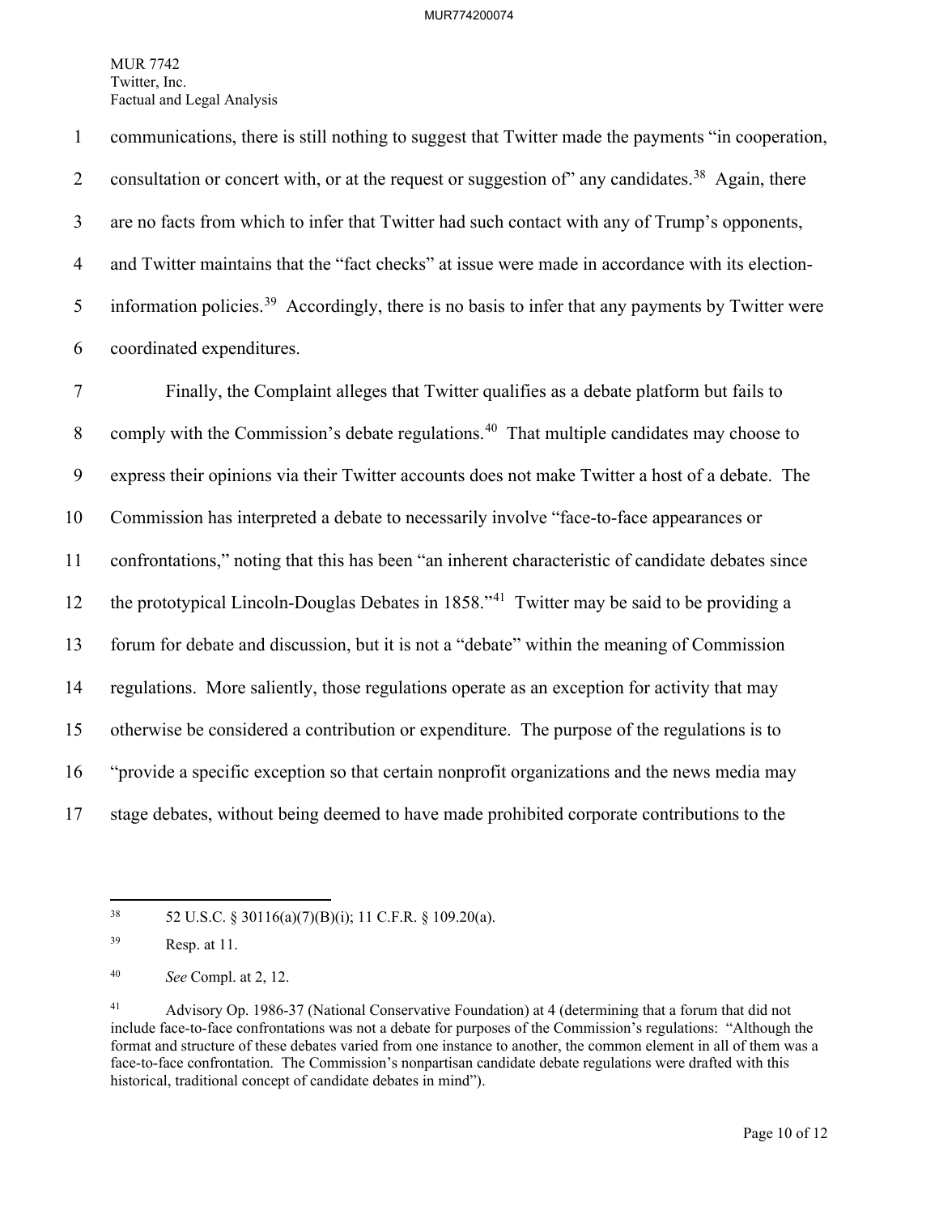communications, there is still nothing to suggest that Twitter made the payments "in cooperation, consultation or concert with, or at the request or suggestion of" any candidates.[38] Again, there are no facts from which to infer that Twitter had such contact with any of Trump's opponents, and Twitter maintains that the "fact checks" at issue were made in accordance with its election-information policies.[39] Accordingly, there is no basis to infer that any payments by Twitter were coordinated expenditures.

Finally, the Complaint alleges that Twitter qualifies as a debate platform but fails to comply with the Commission's debate regulations.[40] That multiple candidates may choose to express their opinions via their Twitter accounts does not make Twitter a host of a debate. The Commission has interpreted a debate to necessarily involve "face-to-face appearances or confrontations," noting that this has been "an inherent characteristic of candidate debates since the prototypical Lincoln-Douglas Debates in 1858."[41] Twitter may be said to be providing a forum for debate and discussion, but it is not a "debate" within the meaning of Commission regulations. More saliently, those regulations operate as an exception for activity that may otherwise be considered a contribution or expenditure. The purpose of the regulations is to "provide a specific exception so that certain nonprofit organizations and the news media may stage debates, without being deemed to have made prohibited corporate contributions to the

---

[38] 52 U.S.C. § 30116(a)(7)(B)(i); 11 C.F.R. § 109.20(a).

[39] Resp. at 11.

[40] *See* Compl. at 2, 12.

[41] Advisory Op. 1986-37 (National Conservative Foundation) at 4 (determining that a forum that did not include face-to-face confrontations was not a debate for purposes of the Commission's regulations: "Although the format and structure of these debates varied from one instance to another, the common element in all of them was a face-to-face confrontation. The Commission's nonpartisan candidate debate regulations were drafted with this historical, traditional concept of candidate debates in mind").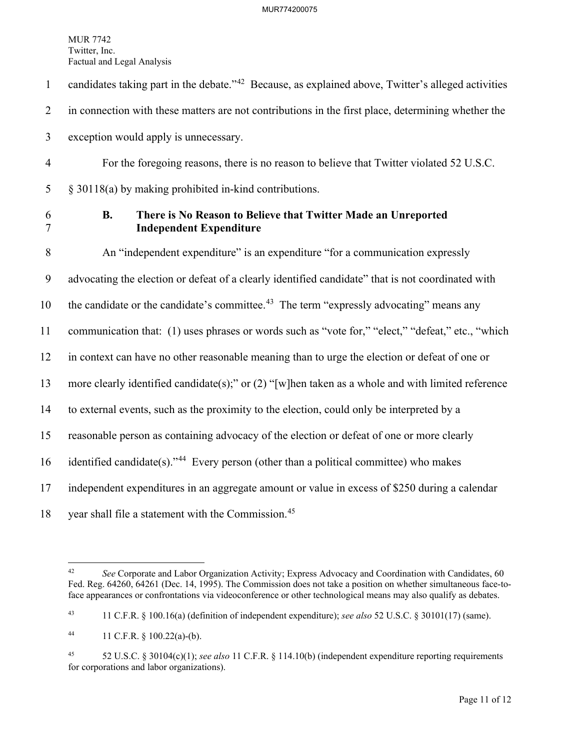candidates taking part in the debate."[42] Because, as explained above, Twitter's alleged activities in connection with these matters are not contributions in the first place, determining whether the exception would apply is unnecessary.

For the foregoing reasons, there is no reason to believe that Twitter violated 52 U.S.C. § 30118(a) by making prohibited in-kind contributions.

### B. There is No Reason to Believe that Twitter Made an Unreported Independent Expenditure

An "independent expenditure" is an expenditure "for a communication expressly advocating the election or defeat of a clearly identified candidate" that is not coordinated with the candidate or the candidate's committee.[43] The term "expressly advocating" means any communication that: (1) uses phrases or words such as "vote for," "elect," "defeat," etc., "which in context can have no other reasonable meaning than to urge the election or defeat of one or more clearly identified candidate(s);" or (2) "[w]hen taken as a whole and with limited reference to external events, such as the proximity to the election, could only be interpreted by a reasonable person as containing advocacy of the election or defeat of one or more clearly identified candidate(s)."[44] Every person (other than a political committee) who makes independent expenditures in an aggregate amount or value in excess of $250 during a calendar year shall file a statement with the Commission.[45]

---

[42] *See* Corporate and Labor Organization Activity; Express Advocacy and Coordination with Candidates, 60 Fed. Reg. 64260, 64261 (Dec. 14, 1995). The Commission does not take a position on whether simultaneous face-to-face appearances or confrontations via videoconference or other technological means may also qualify as debates.

[43] 11 C.F.R. § 100.16(a) (definition of independent expenditure); *see also* 52 U.S.C. § 30101(17) (same).

[44] 11 C.F.R. § 100.22(a)-(b).

[45] 52 U.S.C. § 30104(c)(1); *see also* 11 C.F.R. § 114.10(b) (independent expenditure reporting requirements for corporations and labor organizations).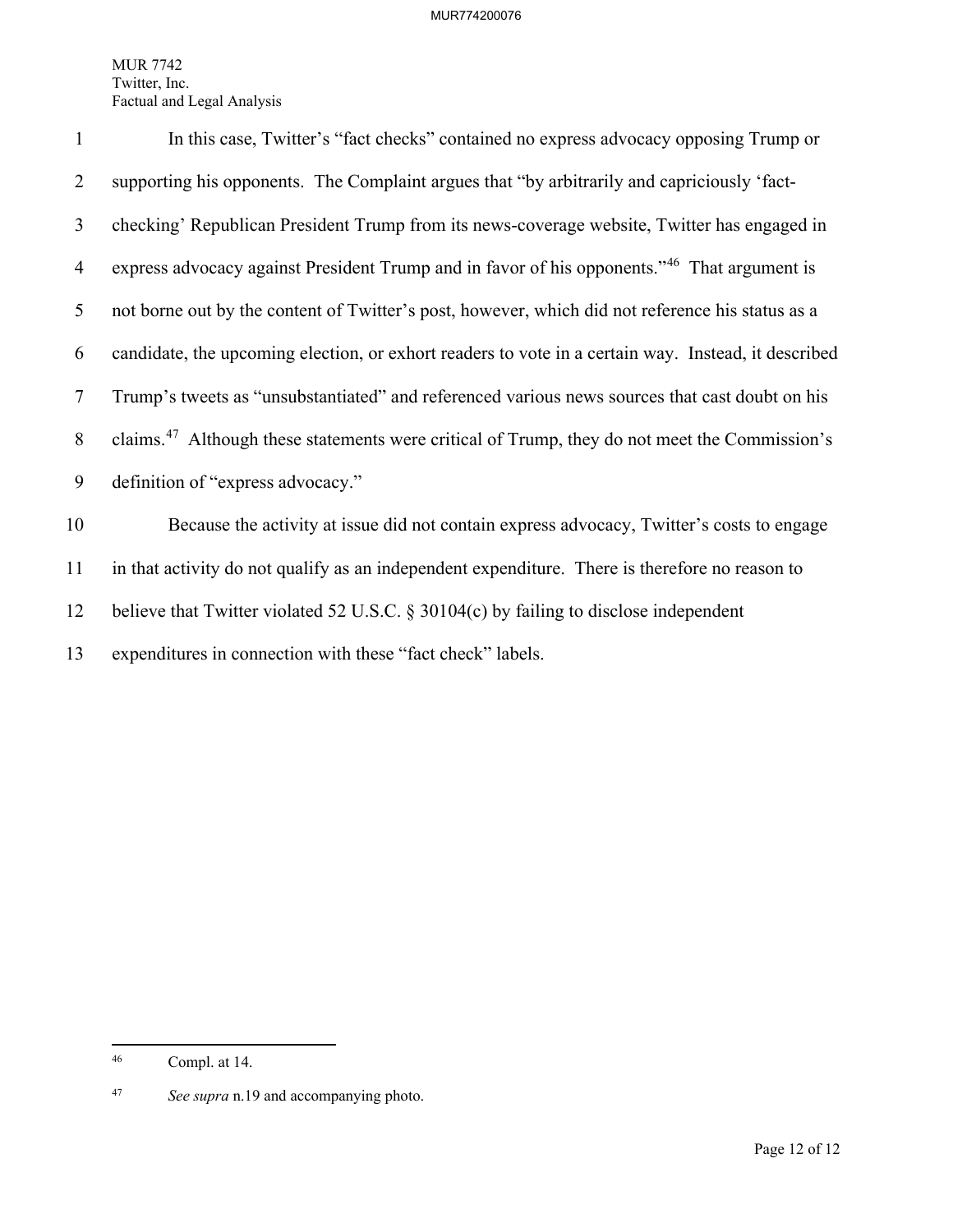In this case, Twitter's "fact checks" contained no express advocacy opposing Trump or supporting his opponents. The Complaint argues that "by arbitrarily and capriciously 'fact-checking' Republican President Trump from its news-coverage website, Twitter has engaged in express advocacy against President Trump and in favor of his opponents."[46] That argument is not borne out by the content of Twitter's post, however, which did not reference his status as a candidate, the upcoming election, or exhort readers to vote in a certain way. Instead, it described Trump's tweets as "unsubstantiated" and referenced various news sources that cast doubt on his claims.[47] Although these statements were critical of Trump, they do not meet the Commission's definition of "express advocacy."

Because the activity at issue did not contain express advocacy, Twitter's costs to engage in that activity do not qualify as an independent expenditure. There is therefore no reason to believe that Twitter violated 52 U.S.C. § 30104(c) by failing to disclose independent expenditures in connection with these "fact check" labels.

---

[46] Compl. at 14.

[47] *See supra* n.19 and accompanying photo.